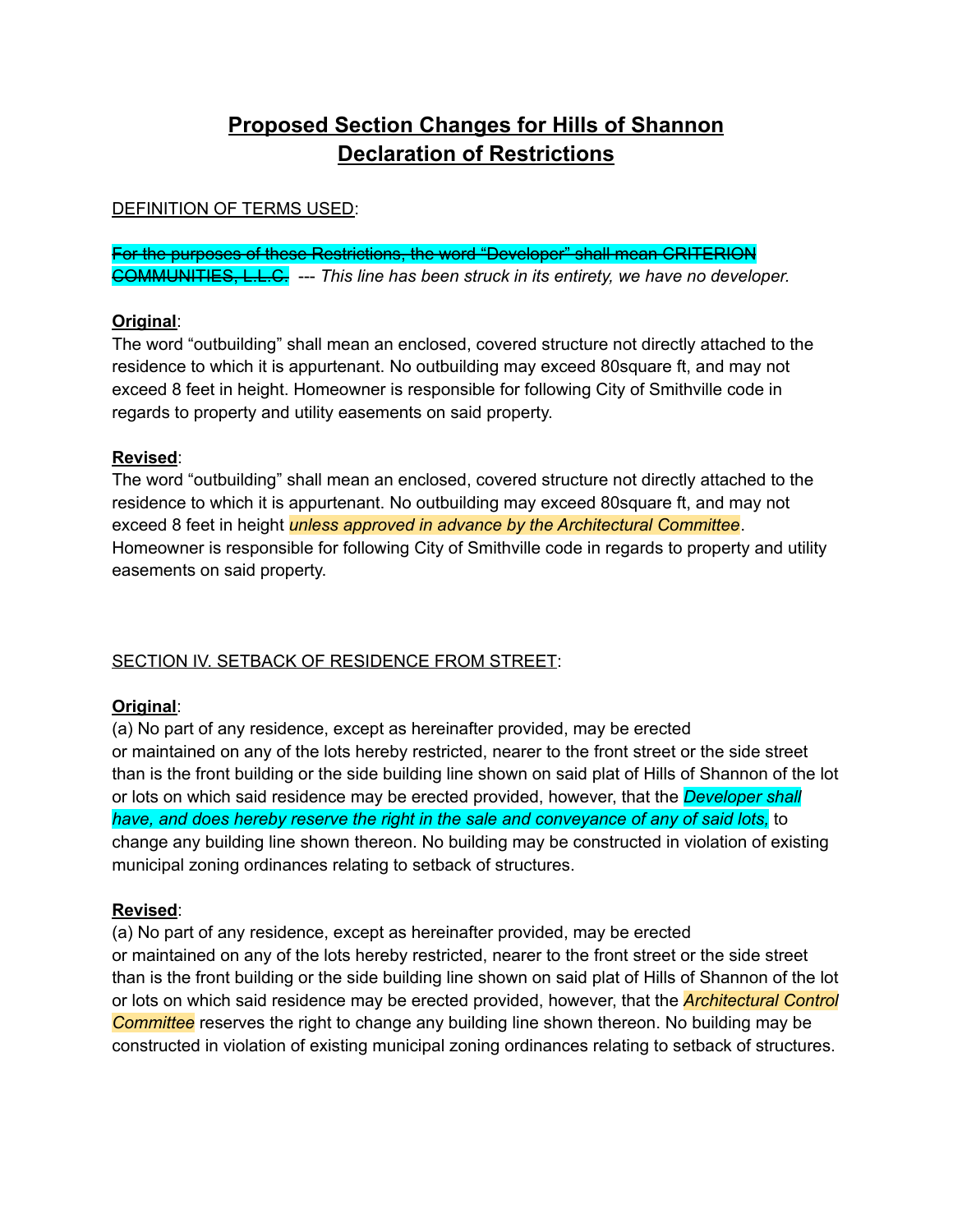# Proposed Section Changes for Hills of Shannon Declaration of Restrictions

DEFINITION OF TERMS USED:

~~For the purposes of these Restrictions, the word “Developer” shall mean CRITERION COMMUNITIES, L.L.C.~~ --- *This line has been struck in its entirety, we have no developer.*

**Original**:
The word “outbuilding” shall mean an enclosed, covered structure not directly attached to the residence to which it is appurtenant. No outbuilding may exceed 80square ft, and may not exceed 8 feet in height. Homeowner is responsible for following City of Smithville code in regards to property and utility easements on said property.

**Revised**:
The word “outbuilding” shall mean an enclosed, covered structure not directly attached to the residence to which it is appurtenant. No outbuilding may exceed 80square ft, and may not exceed 8 feet in height *unless approved in advance by the Architectural Committee*. Homeowner is responsible for following City of Smithville code in regards to property and utility easements on said property.

SECTION IV. SETBACK OF RESIDENCE FROM STREET:

**Original**:
(a) No part of any residence, except as hereinafter provided, may be erected or maintained on any of the lots hereby restricted, nearer to the front street or the side street than is the front building or the side building line shown on said plat of Hills of Shannon of the lot or lots on which said residence may be erected provided, however, that the *Developer shall have, and does hereby reserve the right in the sale and conveyance of any of said lots,* to change any building line shown thereon. No building may be constructed in violation of existing municipal zoning ordinances relating to setback of structures.

**Revised**:
(a) No part of any residence, except as hereinafter provided, may be erected or maintained on any of the lots hereby restricted, nearer to the front street or the side street than is the front building or the side building line shown on said plat of Hills of Shannon of the lot or lots on which said residence may be erected provided, however, that the *Architectural Control Committee* reserves the right to change any building line shown thereon. No building may be constructed in violation of existing municipal zoning ordinances relating to setback of structures.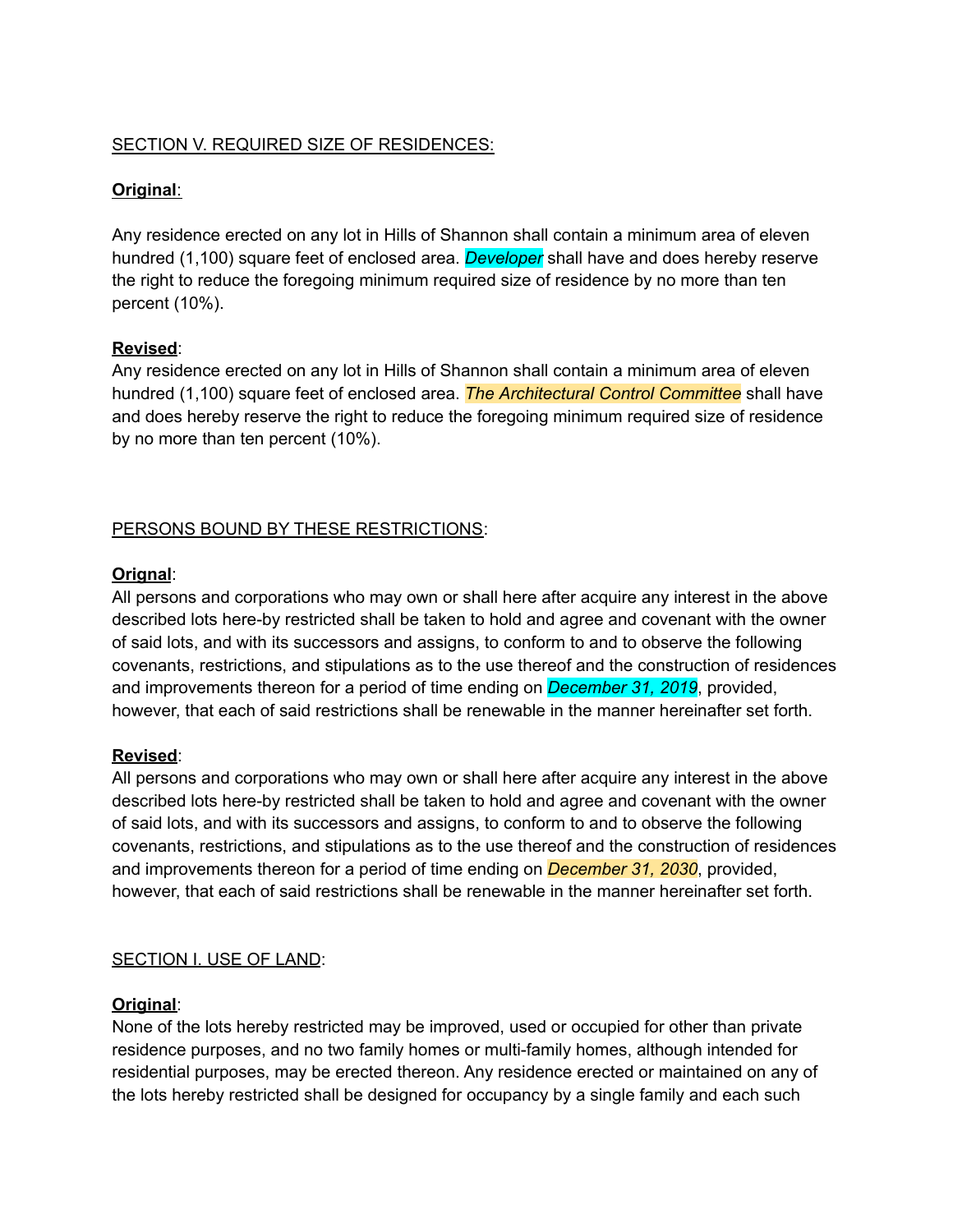SECTION V. REQUIRED SIZE OF RESIDENCES:

**Original**:

Any residence erected on any lot in Hills of Shannon shall contain a minimum area of eleven hundred (1,100) square feet of enclosed area. *Developer* shall have and does hereby reserve the right to reduce the foregoing minimum required size of residence by no more than ten percent (10%).

**Revised**:

Any residence erected on any lot in Hills of Shannon shall contain a minimum area of eleven hundred (1,100) square feet of enclosed area. *The Architectural Control Committee* shall have and does hereby reserve the right to reduce the foregoing minimum required size of residence by no more than ten percent (10%).

PERSONS BOUND BY THESE RESTRICTIONS:

**Orignal**:

All persons and corporations who may own or shall here after acquire any interest in the above described lots here-by restricted shall be taken to hold and agree and covenant with the owner of said lots, and with its successors and assigns, to conform to and to observe the following covenants, restrictions, and stipulations as to the use thereof and the construction of residences and improvements thereon for a period of time ending on *December 31, 2019*, provided, however, that each of said restrictions shall be renewable in the manner hereinafter set forth.

**Revised**:

All persons and corporations who may own or shall here after acquire any interest in the above described lots here-by restricted shall be taken to hold and agree and covenant with the owner of said lots, and with its successors and assigns, to conform to and to observe the following covenants, restrictions, and stipulations as to the use thereof and the construction of residences and improvements thereon for a period of time ending on *December 31, 2030*, provided, however, that each of said restrictions shall be renewable in the manner hereinafter set forth.

SECTION I. USE OF LAND:

**Original**:

None of the lots hereby restricted may be improved, used or occupied for other than private residence purposes, and no two family homes or multi-family homes, although intended for residential purposes, may be erected thereon. Any residence erected or maintained on any of the lots hereby restricted shall be designed for occupancy by a single family and each such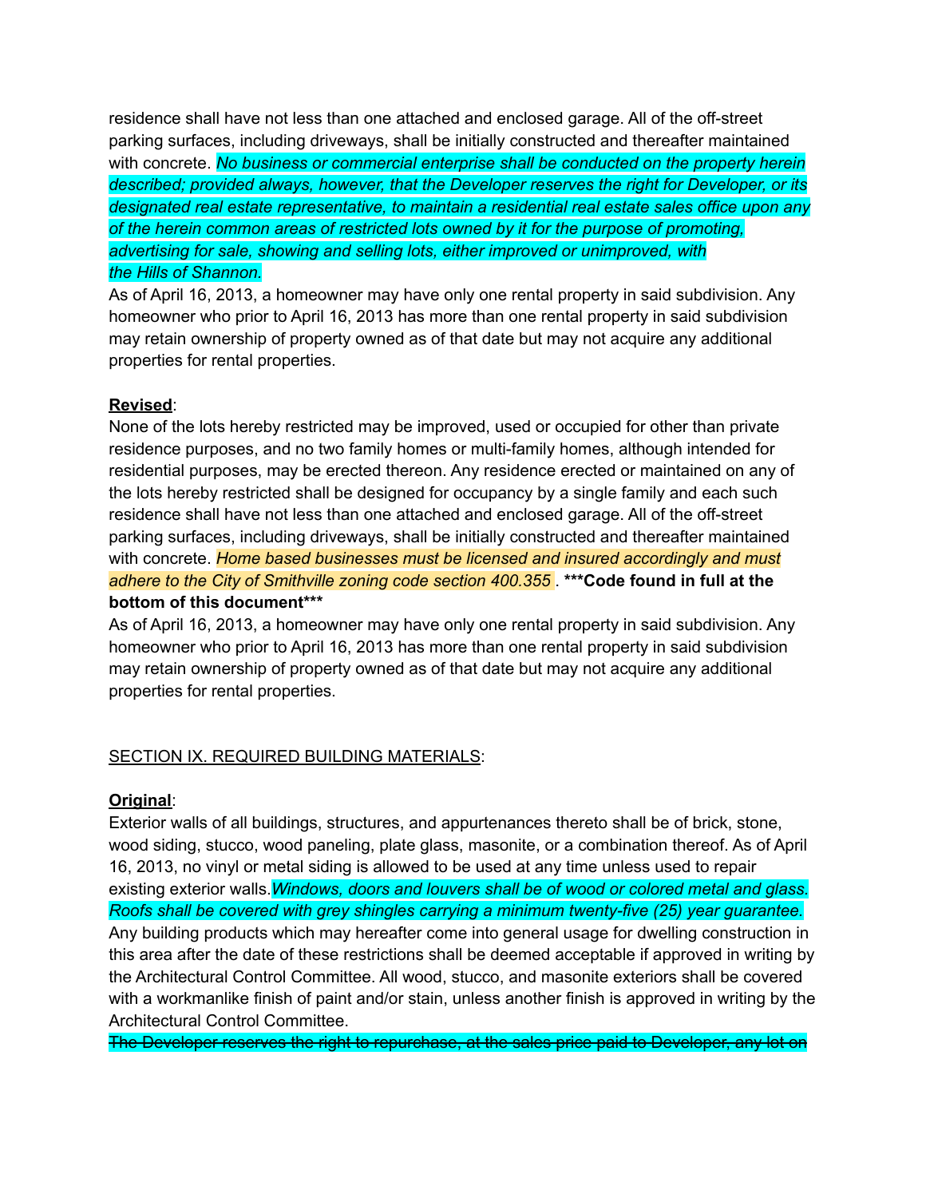residence shall have not less than one attached and enclosed garage. All of the off-street parking surfaces, including driveways, shall be initially constructed and thereafter maintained with concrete. *No business or commercial enterprise shall be conducted on the property herein described; provided always, however, that the Developer reserves the right for Developer, or its designated real estate representative, to maintain a residential real estate sales office upon any of the herein common areas of restricted lots owned by it for the purpose of promoting, advertising for sale, showing and selling lots, either improved or unimproved, with the Hills of Shannon.*
As of April 16, 2013, a homeowner may have only one rental property in said subdivision. Any homeowner who prior to April 16, 2013 has more than one rental property in said subdivision may retain ownership of property owned as of that date but may not acquire any additional properties for rental properties.

<u>**Revised**</u>:
None of the lots hereby restricted may be improved, used or occupied for other than private residence purposes, and no two family homes or multi-family homes, although intended for residential purposes, may be erected thereon. Any residence erected or maintained on any of the lots hereby restricted shall be designed for occupancy by a single family and each such residence shall have not less than one attached and enclosed garage. All of the off-street parking surfaces, including driveways, shall be initially constructed and thereafter maintained with concrete. *Home based businesses must be licensed and insured accordingly and must adhere to the City of Smithville zoning code section 400.355* . **\*\*\*Code found in full at the bottom of this document\*\*\***
As of April 16, 2013, a homeowner may have only one rental property in said subdivision. Any homeowner who prior to April 16, 2013 has more than one rental property in said subdivision may retain ownership of property owned as of that date but may not acquire any additional properties for rental properties.

<u>SECTION IX. REQUIRED BUILDING MATERIALS</u>:

<u>**Original**</u>:
Exterior walls of all buildings, structures, and appurtenances thereto shall be of brick, stone, wood siding, stucco, wood paneling, plate glass, masonite, or a combination thereof. As of April 16, 2013, no vinyl or metal siding is allowed to be used at any time unless used to repair existing exterior walls.*Windows, doors and louvers shall be of wood or colored metal and glass. Roofs shall be covered with grey shingles carrying a minimum twenty-five (25) year guarantee.* Any building products which may hereafter come into general usage for dwelling construction in this area after the date of these restrictions shall be deemed acceptable if approved in writing by the Architectural Control Committee. All wood, stucco, and masonite exteriors shall be covered with a workmanlike finish of paint and/or stain, unless another finish is approved in writing by the Architectural Control Committee.
~~The Developer reserves the right to repurchase, at the sales price paid to Developer, any lot on~~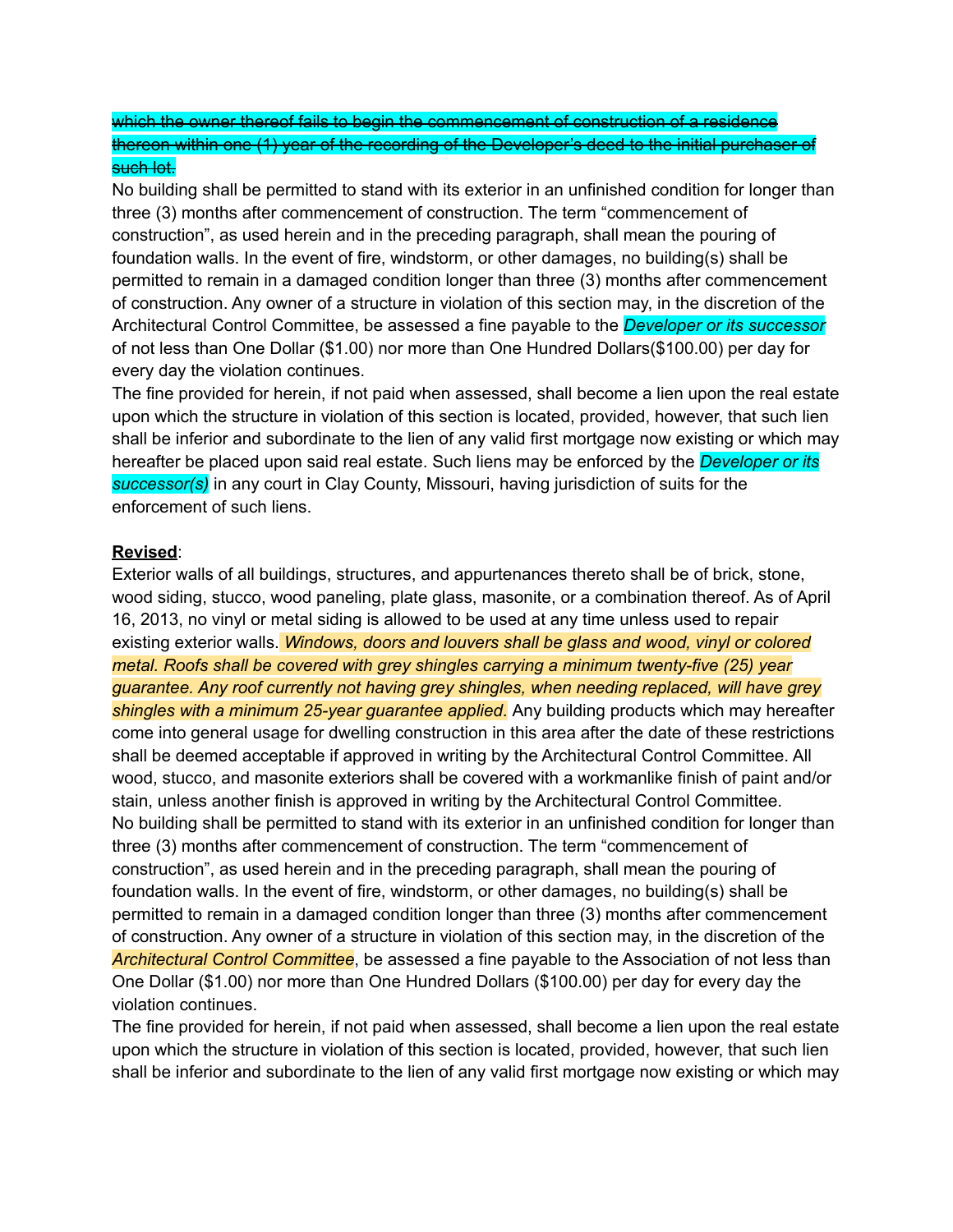~~which the owner thereof fails to begin the commencement of construction of a residence thereon within one (1) year of the recording of the Developer's deed to the initial purchaser of such lot.~~

No building shall be permitted to stand with its exterior in an unfinished condition for longer than three (3) months after commencement of construction. The term "commencement of construction", as used herein and in the preceding paragraph, shall mean the pouring of foundation walls. In the event of fire, windstorm, or other damages, no building(s) shall be permitted to remain in a damaged condition longer than three (3) months after commencement of construction. Any owner of a structure in violation of this section may, in the discretion of the Architectural Control Committee, be assessed a fine payable to the *Developer or its successor* of not less than One Dollar ($1.00) nor more than One Hundred Dollars($100.00) per day for every day the violation continues.

The fine provided for herein, if not paid when assessed, shall become a lien upon the real estate upon which the structure in violation of this section is located, provided, however, that such lien shall be inferior and subordinate to the lien of any valid first mortgage now existing or which may hereafter be placed upon said real estate. Such liens may be enforced by the *Developer or its successor(s)* in any court in Clay County, Missouri, having jurisdiction of suits for the enforcement of such liens.

**Revised**:

Exterior walls of all buildings, structures, and appurtenances thereto shall be of brick, stone, wood siding, stucco, wood paneling, plate glass, masonite, or a combination thereof. As of April 16, 2013, no vinyl or metal siding is allowed to be used at any time unless used to repair existing exterior walls. *Windows, doors and louvers shall be glass and wood, vinyl or colored metal. Roofs shall be covered with grey shingles carrying a minimum twenty-five (25) year guarantee. Any roof currently not having grey shingles, when needing replaced, will have grey shingles with a minimum 25-year guarantee applied*. Any building products which may hereafter come into general usage for dwelling construction in this area after the date of these restrictions shall be deemed acceptable if approved in writing by the Architectural Control Committee. All wood, stucco, and masonite exteriors shall be covered with a workmanlike finish of paint and/or stain, unless another finish is approved in writing by the Architectural Control Committee.

No building shall be permitted to stand with its exterior in an unfinished condition for longer than three (3) months after commencement of construction. The term "commencement of construction", as used herein and in the preceding paragraph, shall mean the pouring of foundation walls. In the event of fire, windstorm, or other damages, no building(s) shall be permitted to remain in a damaged condition longer than three (3) months after commencement of construction. Any owner of a structure in violation of this section may, in the discretion of the *Architectural Control Committee*, be assessed a fine payable to the Association of not less than One Dollar ($1.00) nor more than One Hundred Dollars ($100.00) per day for every day the violation continues.

The fine provided for herein, if not paid when assessed, shall become a lien upon the real estate upon which the structure in violation of this section is located, provided, however, that such lien shall be inferior and subordinate to the lien of any valid first mortgage now existing or which may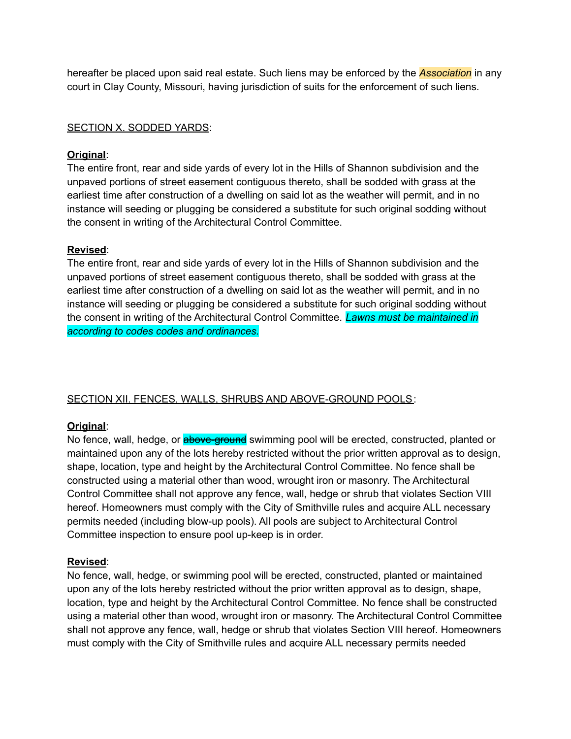hereafter be placed upon said real estate. Such liens may be enforced by the *Association* in any court in Clay County, Missouri, having jurisdiction of suits for the enforcement of such liens.

SECTION X. SODDED YARDS:

**Original**:
The entire front, rear and side yards of every lot in the Hills of Shannon subdivision and the unpaved portions of street easement contiguous thereto, shall be sodded with grass at the earliest time after construction of a dwelling on said lot as the weather will permit, and in no instance will seeding or plugging be considered a substitute for such original sodding without the consent in writing of the Architectural Control Committee.

**Revised**:
The entire front, rear and side yards of every lot in the Hills of Shannon subdivision and the unpaved portions of street easement contiguous thereto, shall be sodded with grass at the earliest time after construction of a dwelling on said lot as the weather will permit, and in no instance will seeding or plugging be considered a substitute for such original sodding without the consent in writing of the Architectural Control Committee. *Lawns must be maintained in according to codes codes and ordinances.*

SECTION XII. FENCES, WALLS, SHRUBS AND ABOVE-GROUND POOLS:

**Original**:
No fence, wall, hedge, or ~~above-ground~~ swimming pool will be erected, constructed, planted or maintained upon any of the lots hereby restricted without the prior written approval as to design, shape, location, type and height by the Architectural Control Committee. No fence shall be constructed using a material other than wood, wrought iron or masonry. The Architectural Control Committee shall not approve any fence, wall, hedge or shrub that violates Section VIII hereof. Homeowners must comply with the City of Smithville rules and acquire ALL necessary permits needed (including blow-up pools). All pools are subject to Architectural Control Committee inspection to ensure pool up-keep is in order.

**Revised**:
No fence, wall, hedge, or swimming pool will be erected, constructed, planted or maintained upon any of the lots hereby restricted without the prior written approval as to design, shape, location, type and height by the Architectural Control Committee. No fence shall be constructed using a material other than wood, wrought iron or masonry. The Architectural Control Committee shall not approve any fence, wall, hedge or shrub that violates Section VIII hereof. Homeowners must comply with the City of Smithville rules and acquire ALL necessary permits needed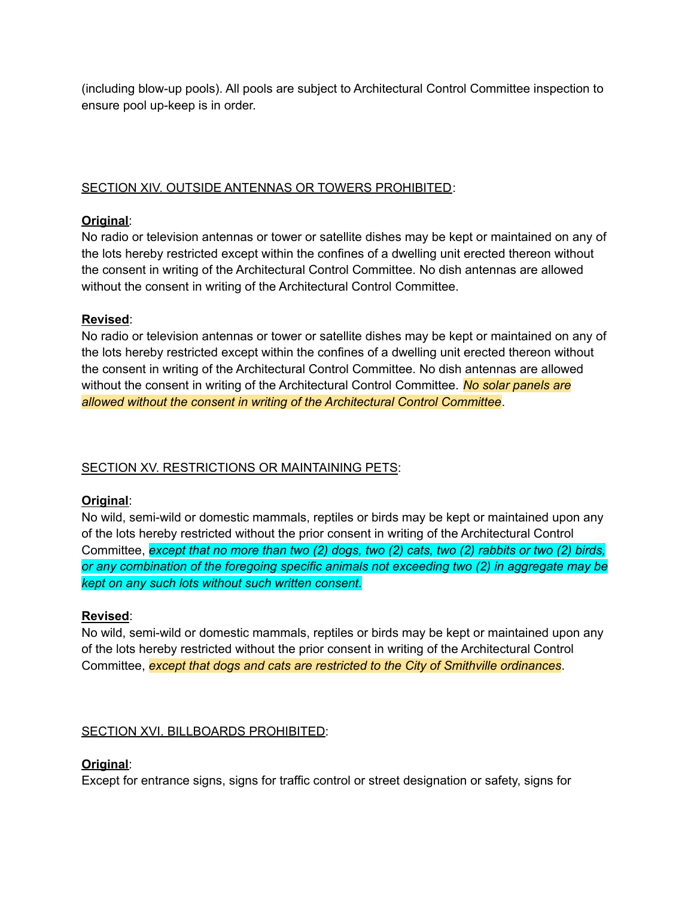(including blow-up pools). All pools are subject to Architectural Control Committee inspection to ensure pool up-keep is in order.

SECTION XIV. OUTSIDE ANTENNAS OR TOWERS PROHIBITED:

**Original**:
No radio or television antennas or tower or satellite dishes may be kept or maintained on any of the lots hereby restricted except within the confines of a dwelling unit erected thereon without the consent in writing of the Architectural Control Committee. No dish antennas are allowed without the consent in writing of the Architectural Control Committee.

**Revised**:
No radio or television antennas or tower or satellite dishes may be kept or maintained on any of the lots hereby restricted except within the confines of a dwelling unit erected thereon without the consent in writing of the Architectural Control Committee. No dish antennas are allowed without the consent in writing of the Architectural Control Committee. *No solar panels are allowed without the consent in writing of the Architectural Control Committee*.

SECTION XV. RESTRICTIONS OR MAINTAINING PETS:

**Original**:
No wild, semi-wild or domestic mammals, reptiles or birds may be kept or maintained upon any of the lots hereby restricted without the prior consent in writing of the Architectural Control Committee, *except that no more than two (2) dogs, two (2) cats, two (2) rabbits or two (2) birds, or any combination of the foregoing specific animals not exceeding two (2) in aggregate may be kept on any such lots without such written consent.*

**Revised**:
No wild, semi-wild or domestic mammals, reptiles or birds may be kept or maintained upon any of the lots hereby restricted without the prior consent in writing of the Architectural Control Committee, *except that dogs and cats are restricted to the City of Smithville ordinances*.

SECTION XVI. BILLBOARDS PROHIBITED:

**Original**:
Except for entrance signs, signs for traffic control or street designation or safety, signs for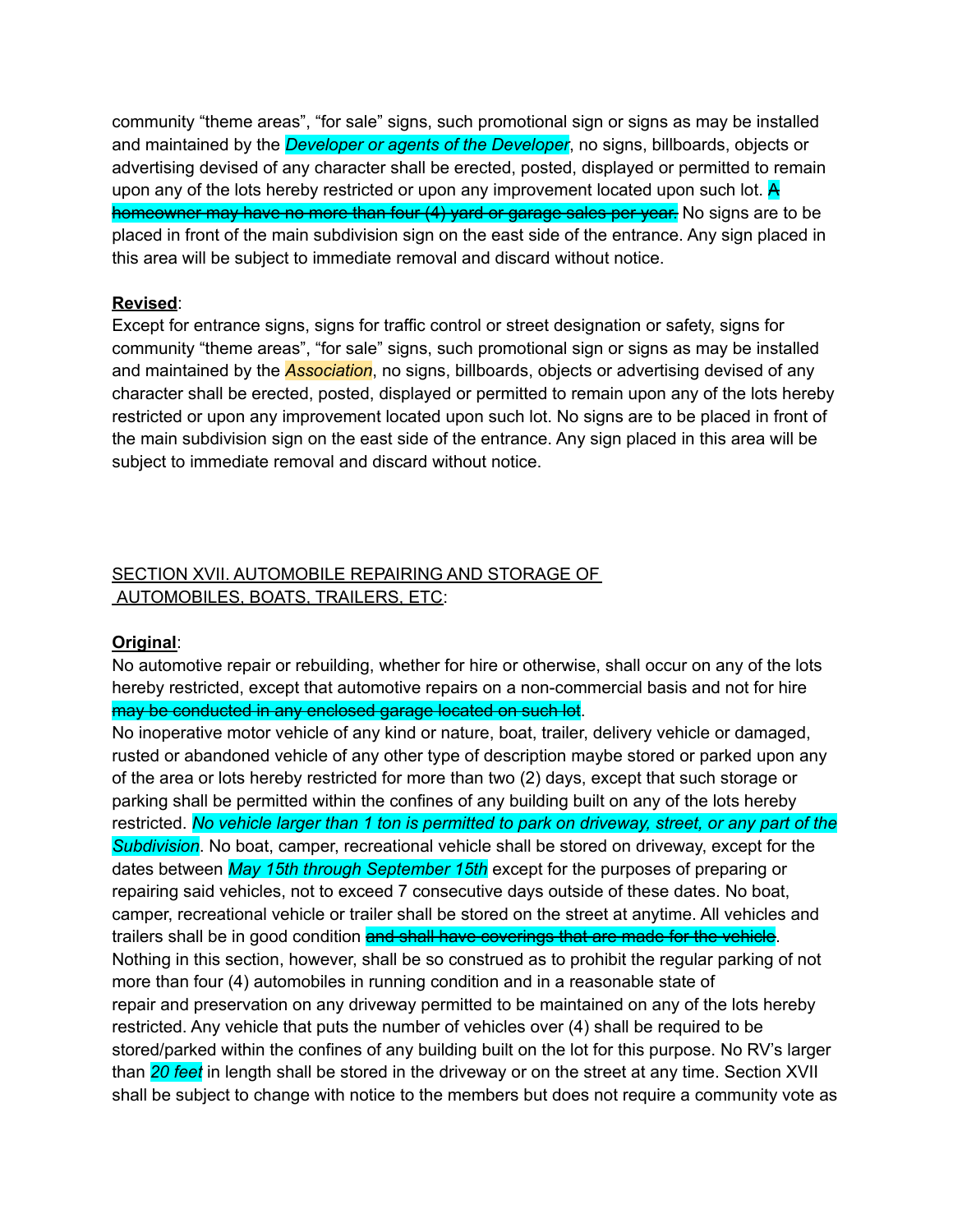community “theme areas”, “for sale” signs, such promotional sign or signs as may be installed and maintained by the *Developer or agents of the Developer*, no signs, billboards, objects or advertising devised of any character shall be erected, posted, displayed or permitted to remain upon any of the lots hereby restricted or upon any improvement located upon such lot. ~~A homeowner may have no more than four (4) yard or garage sales per year.~~ No signs are to be placed in front of the main subdivision sign on the east side of the entrance. Any sign placed in this area will be subject to immediate removal and discard without notice.

**<u>Revised</u>**:
Except for entrance signs, signs for traffic control or street designation or safety, signs for community “theme areas”, “for sale” signs, such promotional sign or signs as may be installed and maintained by the *Association*, no signs, billboards, objects or advertising devised of any character shall be erected, posted, displayed or permitted to remain upon any of the lots hereby restricted or upon any improvement located upon such lot. No signs are to be placed in front of the main subdivision sign on the east side of the entrance. Any sign placed in this area will be subject to immediate removal and discard without notice.

<u>SECTION XVII. AUTOMOBILE REPAIRING AND STORAGE OF AUTOMOBILES, BOATS, TRAILERS, ETC</u>:

**<u>Original</u>**:
No automotive repair or rebuilding, whether for hire or otherwise, shall occur on any of the lots hereby restricted, except that automotive repairs on a non-commercial basis and not for hire ~~may be conducted in any enclosed garage located on such lot~~.
No inoperative motor vehicle of any kind or nature, boat, trailer, delivery vehicle or damaged, rusted or abandoned vehicle of any other type of description maybe stored or parked upon any of the area or lots hereby restricted for more than two (2) days, except that such storage or parking shall be permitted within the confines of any building built on any of the lots hereby restricted. *No vehicle larger than 1 ton is permitted to park on driveway, street, or any part of the Subdivision*. No boat, camper, recreational vehicle shall be stored on driveway, except for the dates between *May 15th through September 15th* except for the purposes of preparing or repairing said vehicles, not to exceed 7 consecutive days outside of these dates. No boat, camper, recreational vehicle or trailer shall be stored on the street at anytime. All vehicles and trailers shall be in good condition ~~and shall have coverings that are made for the vehicle~~. Nothing in this section, however, shall be so construed as to prohibit the regular parking of not more than four (4) automobiles in running condition and in a reasonable state of repair and preservation on any driveway permitted to be maintained on any of the lots hereby restricted. Any vehicle that puts the number of vehicles over (4) shall be required to be stored/parked within the confines of any building built on the lot for this purpose. No RV’s larger than *20 feet* in length shall be stored in the driveway or on the street at any time. Section XVII shall be subject to change with notice to the members but does not require a community vote as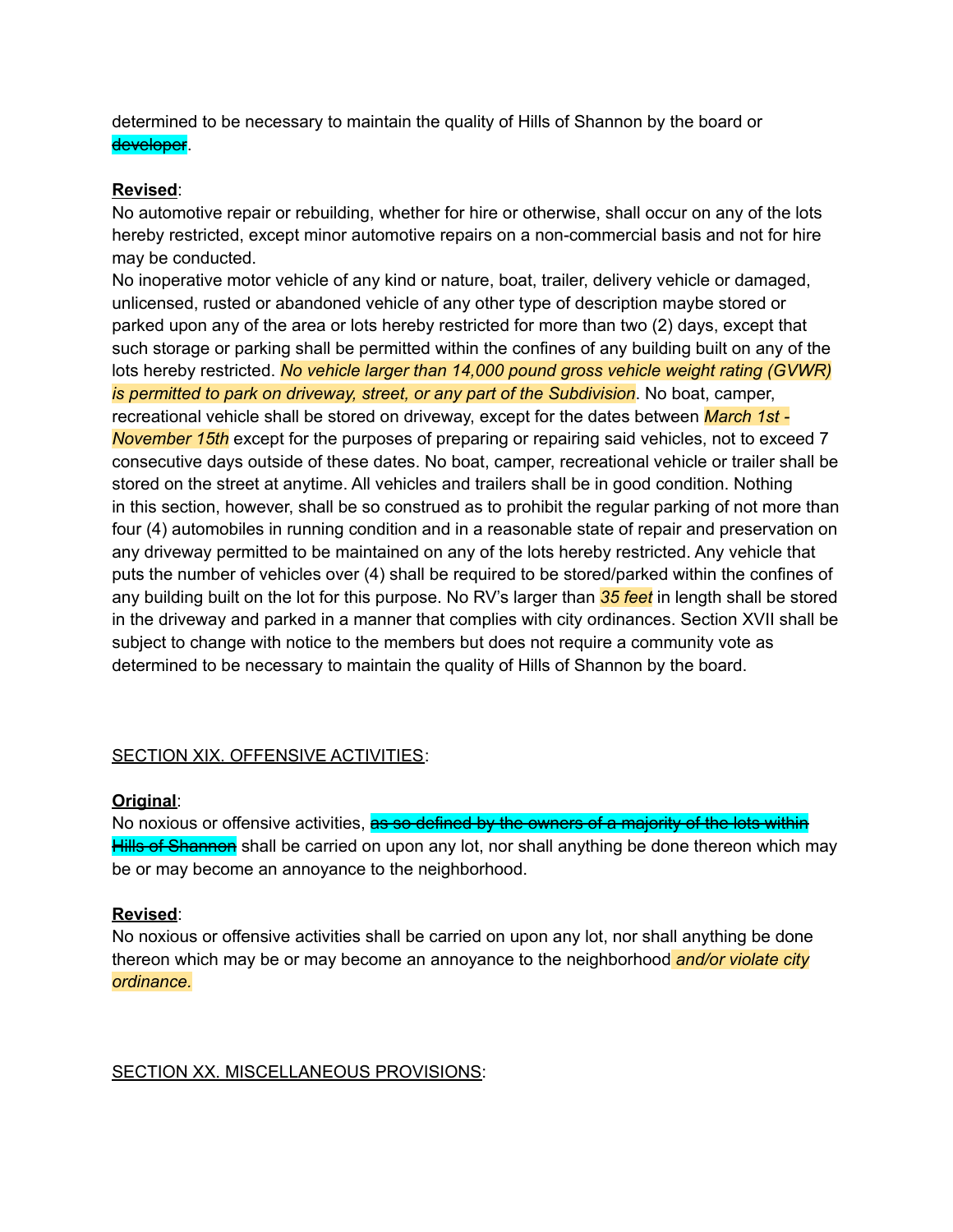determined to be necessary to maintain the quality of Hills of Shannon by the board or ~~developer~~.

**Revised**:
No automotive repair or rebuilding, whether for hire or otherwise, shall occur on any of the lots hereby restricted, except minor automotive repairs on a non-commercial basis and not for hire may be conducted.
No inoperative motor vehicle of any kind or nature, boat, trailer, delivery vehicle or damaged, unlicensed, rusted or abandoned vehicle of any other type of description maybe stored or parked upon any of the area or lots hereby restricted for more than two (2) days, except that such storage or parking shall be permitted within the confines of any building built on any of the lots hereby restricted. *No vehicle larger than 14,000 pound gross vehicle weight rating (GVWR) is permitted to park on driveway, street, or any part of the Subdivision*. No boat, camper, recreational vehicle shall be stored on driveway, except for the dates between *March 1st - November 15th* except for the purposes of preparing or repairing said vehicles, not to exceed 7 consecutive days outside of these dates. No boat, camper, recreational vehicle or trailer shall be stored on the street at anytime. All vehicles and trailers shall be in good condition. Nothing in this section, however, shall be so construed as to prohibit the regular parking of not more than four (4) automobiles in running condition and in a reasonable state of repair and preservation on any driveway permitted to be maintained on any of the lots hereby restricted. Any vehicle that puts the number of vehicles over (4) shall be required to be stored/parked within the confines of any building built on the lot for this purpose. No RV's larger than *35 feet* in length shall be stored in the driveway and parked in a manner that complies with city ordinances. Section XVII shall be subject to change with notice to the members but does not require a community vote as determined to be necessary to maintain the quality of Hills of Shannon by the board.

## SECTION XIX. OFFENSIVE ACTIVITIES:

**Original**:
No noxious or offensive activities, ~~as so defined by the owners of a majority of the lots within Hills of Shannon~~ shall be carried on upon any lot, nor shall anything be done thereon which may be or may become an annoyance to the neighborhood.

**Revised**:
No noxious or offensive activities shall be carried on upon any lot, nor shall anything be done thereon which may be or may become an annoyance to the neighborhood *and/or violate city ordinance.*

## SECTION XX. MISCELLANEOUS PROVISIONS: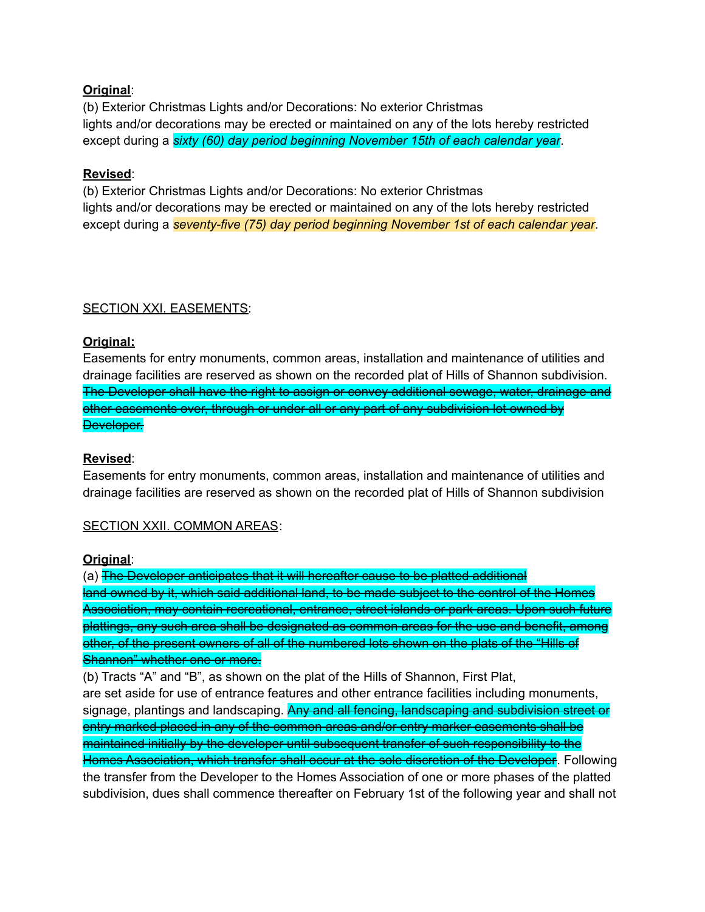**Original**:
(b) Exterior Christmas Lights and/or Decorations: No exterior Christmas lights and/or decorations may be erected or maintained on any of the lots hereby restricted except during a *sixty (60) day period beginning November 15th of each calendar year*.

**Revised**:
(b) Exterior Christmas Lights and/or Decorations: No exterior Christmas lights and/or decorations may be erected or maintained on any of the lots hereby restricted except during a *seventy-five (75) day period beginning November 1st of each calendar year*.

SECTION XXI. EASEMENTS:

**Original:**
Easements for entry monuments, common areas, installation and maintenance of utilities and drainage facilities are reserved as shown on the recorded plat of Hills of Shannon subdivision. ~~The Developer shall have the right to assign or convey additional sewage, water, drainage and other easements over, through or under all or any part of any subdivision lot owned by Developer.~~

**Revised**:
Easements for entry monuments, common areas, installation and maintenance of utilities and drainage facilities are reserved as shown on the recorded plat of Hills of Shannon subdivision

SECTION XXII. COMMON AREAS:

**Original**:
(a) ~~The Developer anticipates that it will hereafter cause to be platted additional land owned by it, which said additional land, to be made subject to the control of the Homes Association, may contain recreational, entrance, street islands or park areas. Upon such future plattings, any such area shall be designated as common areas for the use and benefit, among other, of the present owners of all of the numbered lots shown on the plats of the "Hills of Shannon" whether one or more.~~
(b) Tracts "A" and "B", as shown on the plat of the Hills of Shannon, First Plat, are set aside for use of entrance features and other entrance facilities including monuments, signage, plantings and landscaping. ~~Any and all fencing, landscaping and subdivision street or entry marked placed in any of the common areas and/or entry marker easements shall be maintained initially by the developer until subsequent transfer of such responsibility to the Homes Association, which transfer shall occur at the sole discretion of the Developer~~. Following the transfer from the Developer to the Homes Association of one or more phases of the platted subdivision, dues shall commence thereafter on February 1st of the following year and shall not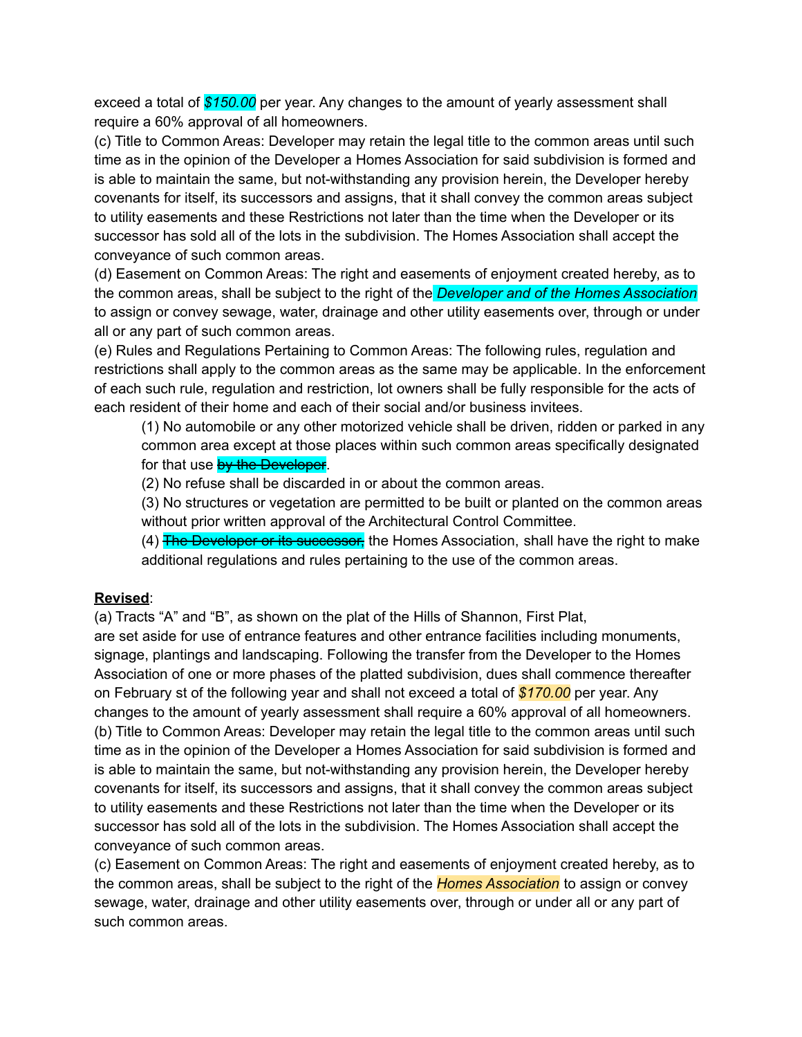exceed a total of *$150.00* per year. Any changes to the amount of yearly assessment shall require a 60% approval of all homeowners.

(c) Title to Common Areas: Developer may retain the legal title to the common areas until such time as in the opinion of the Developer a Homes Association for said subdivision is formed and is able to maintain the same, but not-withstanding any provision herein, the Developer hereby covenants for itself, its successors and assigns, that it shall convey the common areas subject to utility easements and these Restrictions not later than the time when the Developer or its successor has sold all of the lots in the subdivision. The Homes Association shall accept the conveyance of such common areas.

(d) Easement on Common Areas: The right and easements of enjoyment created hereby, as to the common areas, shall be subject to the right of the *Developer and of the Homes Association* to assign or convey sewage, water, drainage and other utility easements over, through or under all or any part of such common areas.

(e) Rules and Regulations Pertaining to Common Areas: The following rules, regulation and restrictions shall apply to the common areas as the same may be applicable. In the enforcement of each such rule, regulation and restriction, lot owners shall be fully responsible for the acts of each resident of their home and each of their social and/or business invitees.

(1) No automobile or any other motorized vehicle shall be driven, ridden or parked in any common area except at those places within such common areas specifically designated for that use ~~by the Developer~~.

(2) No refuse shall be discarded in or about the common areas.

(3) No structures or vegetation are permitted to be built or planted on the common areas without prior written approval of the Architectural Control Committee.

(4) ~~The Developer or its successor,~~ the Homes Association, shall have the right to make additional regulations and rules pertaining to the use of the common areas.

<u>**Revised**</u>:

(a) Tracts "A" and "B", as shown on the plat of the Hills of Shannon, First Plat, are set aside for use of entrance features and other entrance facilities including monuments, signage, plantings and landscaping. Following the transfer from the Developer to the Homes Association of one or more phases of the platted subdivision, dues shall commence thereafter on February st of the following year and shall not exceed a total of *$170.00* per year. Any changes to the amount of yearly assessment shall require a 60% approval of all homeowners.

(b) Title to Common Areas: Developer may retain the legal title to the common areas until such time as in the opinion of the Developer a Homes Association for said subdivision is formed and is able to maintain the same, but not-withstanding any provision herein, the Developer hereby covenants for itself, its successors and assigns, that it shall convey the common areas subject to utility easements and these Restrictions not later than the time when the Developer or its successor has sold all of the lots in the subdivision. The Homes Association shall accept the conveyance of such common areas.

(c) Easement on Common Areas: The right and easements of enjoyment created hereby, as to the common areas, shall be subject to the right of the *Homes Association* to assign or convey sewage, water, drainage and other utility easements over, through or under all or any part of such common areas.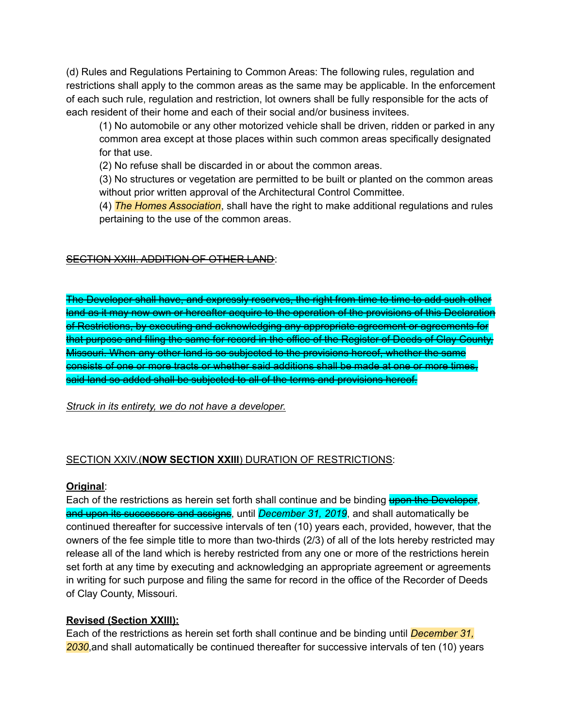(d) Rules and Regulations Pertaining to Common Areas: The following rules, regulation and restrictions shall apply to the common areas as the same may be applicable. In the enforcement of each such rule, regulation and restriction, lot owners shall be fully responsible for the acts of each resident of their home and each of their social and/or business invitees.

(1) No automobile or any other motorized vehicle shall be driven, ridden or parked in any common area except at those places within such common areas specifically designated for that use.

(2) No refuse shall be discarded in or about the common areas.

(3) No structures or vegetation are permitted to be built or planted on the common areas without prior written approval of the Architectural Control Committee.

(4) *The Homes Association*, shall have the right to make additional regulations and rules pertaining to the use of the common areas.

~~SECTION XXIII. ADDITION OF OTHER LAND~~:

~~The Developer shall have, and expressly reserves, the right from time to time to add such other land as it may now own or hereafter acquire to the operation of the provisions of this Declaration of Restrictions, by executing and acknowledging any appropriate agreement or agreements for that purpose and filing the same for record in the office of the Register of Deeds of Clay County, Missouri. When any other land is so subjected to the provisions hereof, whether the same consists of one or more tracts or whether said additions shall be made at one or more times, said land so added shall be subjected to all of the terms and provisions hereof.~~

*Struck in its entirety, we do not have a developer.*

SECTION XXIV.(**NOW SECTION XXIII**) DURATION OF RESTRICTIONS:

**Original**:

Each of the restrictions as herein set forth shall continue and be binding ~~upon the Developer~~, ~~and upon its successors and assigns~~, until *December 31, 2019*, and shall automatically be continued thereafter for successive intervals of ten (10) years each, provided, however, that the owners of the fee simple title to more than two-thirds (2/3) of all of the lots hereby restricted may release all of the land which is hereby restricted from any one or more of the restrictions herein set forth at any time by executing and acknowledging an appropriate agreement or agreements in writing for such purpose and filing the same for record in the office of the Recorder of Deeds of Clay County, Missouri.

**Revised (Section XXIII):**

Each of the restrictions as herein set forth shall continue and be binding until *December 31, 2030*,and shall automatically be continued thereafter for successive intervals of ten (10) years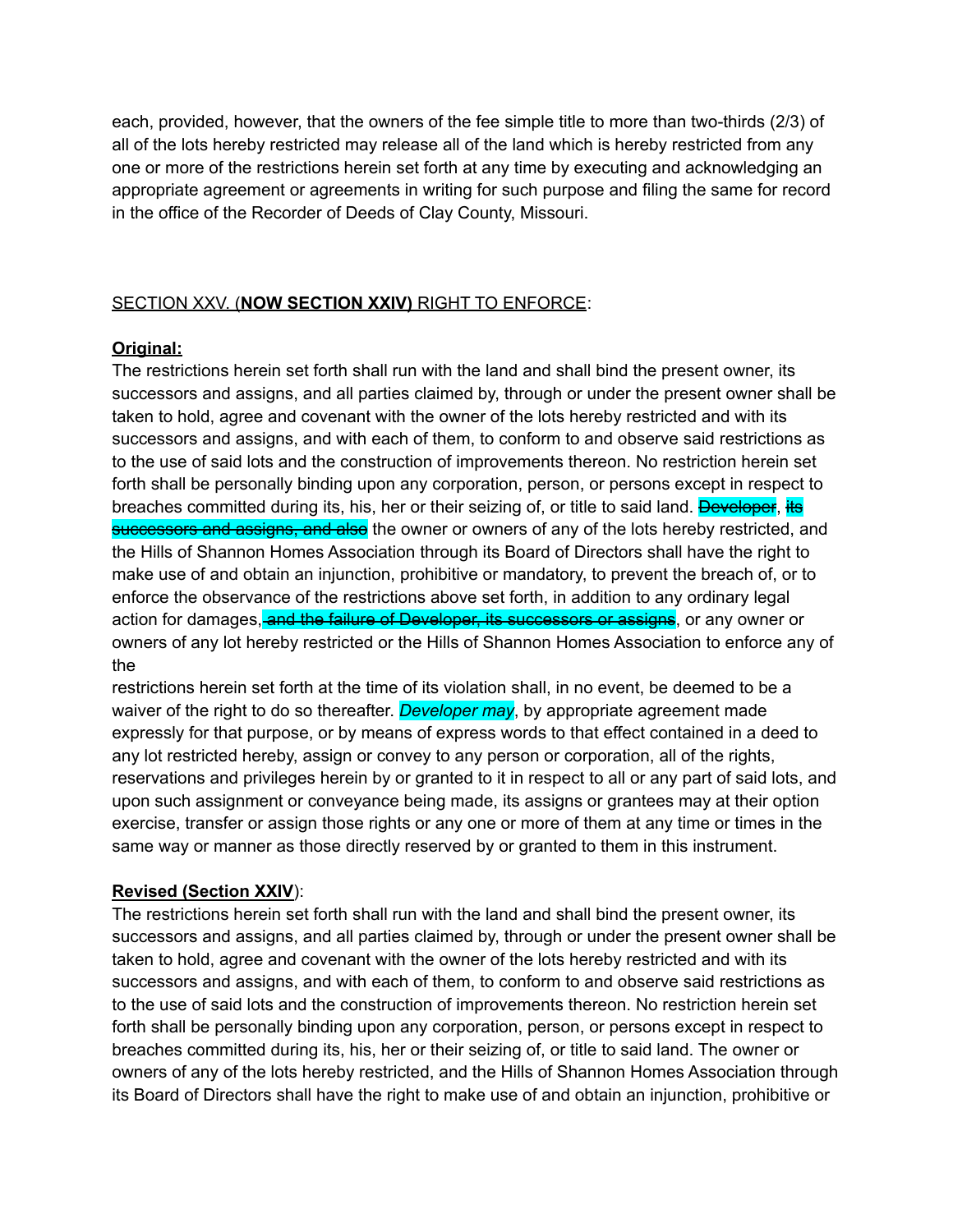each, provided, however, that the owners of the fee simple title to more than two-thirds (2/3) of all of the lots hereby restricted may release all of the land which is hereby restricted from any one or more of the restrictions herein set forth at any time by executing and acknowledging an appropriate agreement or agreements in writing for such purpose and filing the same for record in the office of the Recorder of Deeds of Clay County, Missouri.

SECTION XXV. (**NOW SECTION XXIV)** RIGHT TO ENFORCE:

**Original:**
The restrictions herein set forth shall run with the land and shall bind the present owner, its successors and assigns, and all parties claimed by, through or under the present owner shall be taken to hold, agree and covenant with the owner of the lots hereby restricted and with its successors and assigns, and with each of them, to conform to and observe said restrictions as to the use of said lots and the construction of improvements thereon. No restriction herein set forth shall be personally binding upon any corporation, person, or persons except in respect to breaches committed during its, his, her or their seizing of, or title to said land. ~~Developer~~, ~~its successors and assigns, and also~~ the owner or owners of any of the lots hereby restricted, and the Hills of Shannon Homes Association through its Board of Directors shall have the right to make use of and obtain an injunction, prohibitive or mandatory, to prevent the breach of, or to enforce the observance of the restrictions above set forth, in addition to any ordinary legal action for damages, ~~and the failure of Developer, its successors or assigns~~, or any owner or owners of any lot hereby restricted or the Hills of Shannon Homes Association to enforce any of the restrictions herein set forth at the time of its violation shall, in no event, be deemed to be a waiver of the right to do so thereafter. *Developer may*, by appropriate agreement made expressly for that purpose, or by means of express words to that effect contained in a deed to any lot restricted hereby, assign or convey to any person or corporation, all of the rights, reservations and privileges herein by or granted to it in respect to all or any part of said lots, and upon such assignment or conveyance being made, its assigns or grantees may at their option exercise, transfer or assign those rights or any one or more of them at any time or times in the same way or manner as those directly reserved by or granted to them in this instrument.

**Revised (Section XXIV**):
The restrictions herein set forth shall run with the land and shall bind the present owner, its successors and assigns, and all parties claimed by, through or under the present owner shall be taken to hold, agree and covenant with the owner of the lots hereby restricted and with its successors and assigns, and with each of them, to conform to and observe said restrictions as to the use of said lots and the construction of improvements thereon. No restriction herein set forth shall be personally binding upon any corporation, person, or persons except in respect to breaches committed during its, his, her or their seizing of, or title to said land. The owner or owners of any of the lots hereby restricted, and the Hills of Shannon Homes Association through its Board of Directors shall have the right to make use of and obtain an injunction, prohibitive or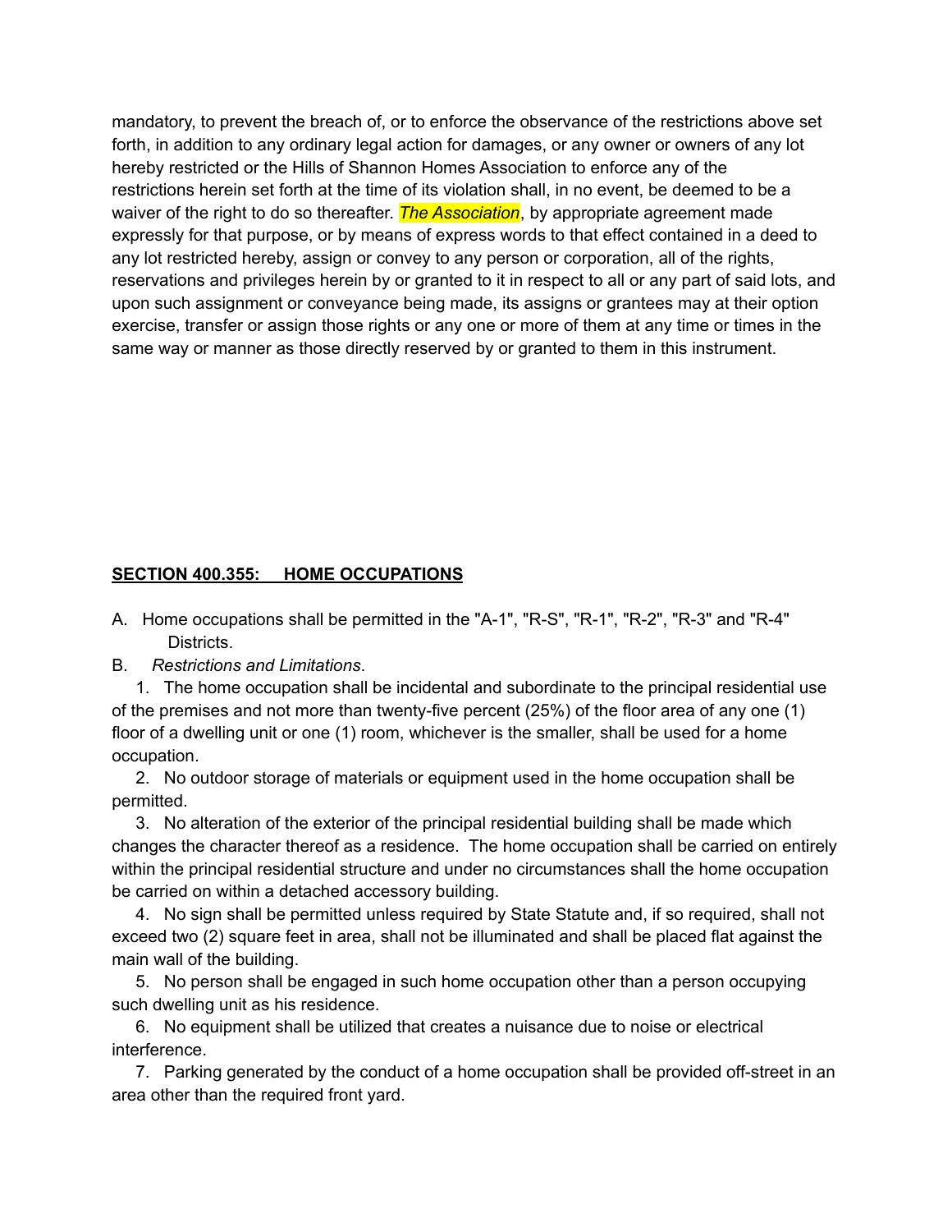mandatory, to prevent the breach of, or to enforce the observance of the restrictions above set forth, in addition to any ordinary legal action for damages, or any owner or owners of any lot hereby restricted or the Hills of Shannon Homes Association to enforce any of the restrictions herein set forth at the time of its violation shall, in no event, be deemed to be a waiver of the right to do so thereafter. *The Association*, by appropriate agreement made expressly for that purpose, or by means of express words to that effect contained in a deed to any lot restricted hereby, assign or convey to any person or corporation, all of the rights, reservations and privileges herein by or granted to it in respect to all or any part of said lots, and upon such assignment or conveyance being made, its assigns or grantees may at their option exercise, transfer or assign those rights or any one or more of them at any time or times in the same way or manner as those directly reserved by or granted to them in this instrument.

**SECTION 400.355: HOME OCCUPATIONS**

A. Home occupations shall be permitted in the "A-1", "R-S", "R-1", "R-2", "R-3" and "R-4" Districts.

B. *Restrictions and Limitations*.

1. The home occupation shall be incidental and subordinate to the principal residential use of the premises and not more than twenty-five percent (25%) of the floor area of any one (1) floor of a dwelling unit or one (1) room, whichever is the smaller, shall be used for a home occupation.

2. No outdoor storage of materials or equipment used in the home occupation shall be permitted.

3. No alteration of the exterior of the principal residential building shall be made which changes the character thereof as a residence. The home occupation shall be carried on entirely within the principal residential structure and under no circumstances shall the home occupation be carried on within a detached accessory building.

4. No sign shall be permitted unless required by State Statute and, if so required, shall not exceed two (2) square feet in area, shall not be illuminated and shall be placed flat against the main wall of the building.

5. No person shall be engaged in such home occupation other than a person occupying such dwelling unit as his residence.

6. No equipment shall be utilized that creates a nuisance due to noise or electrical interference.

7. Parking generated by the conduct of a home occupation shall be provided off-street in an area other than the required front yard.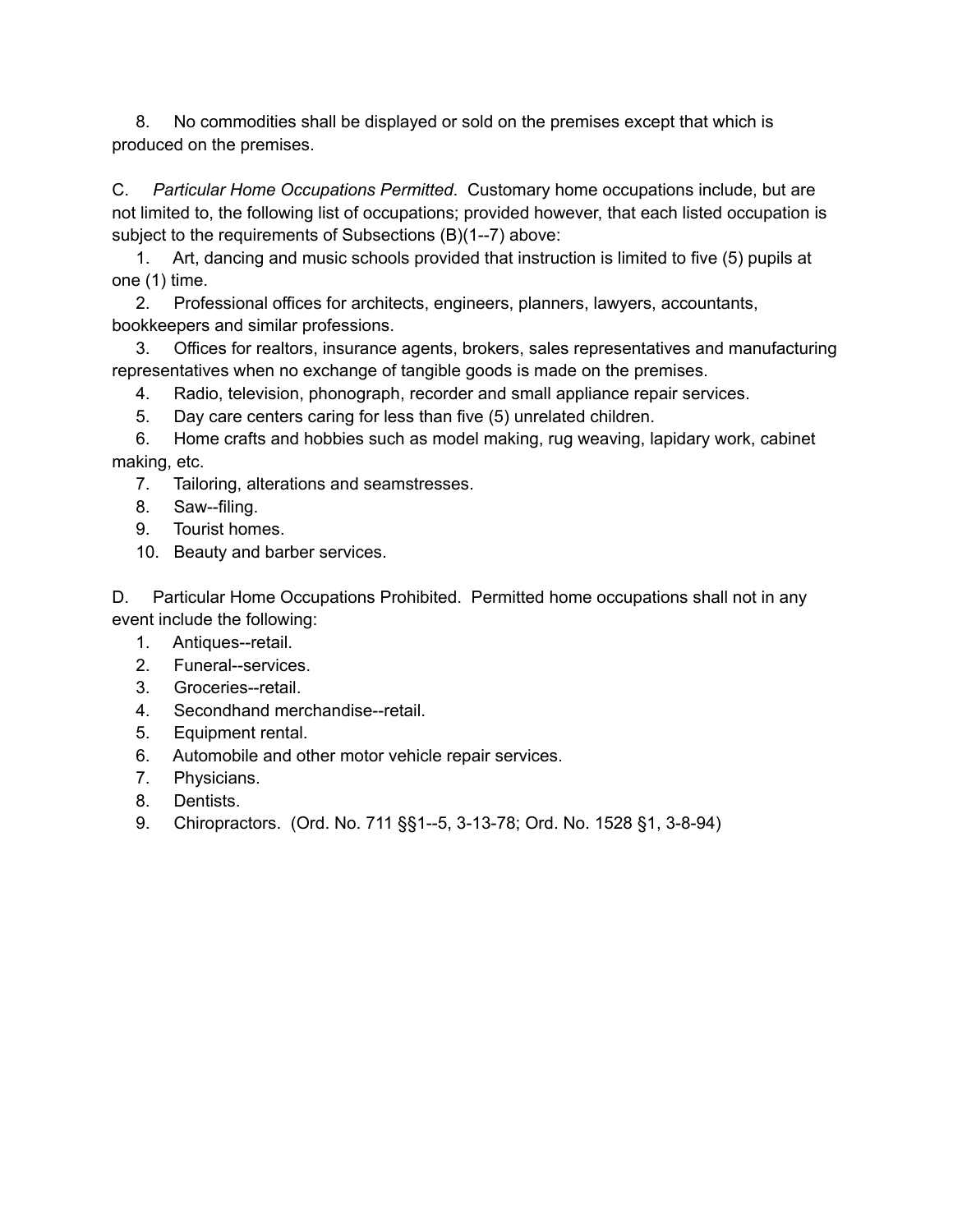8. No commodities shall be displayed or sold on the premises except that which is produced on the premises.

C. *Particular Home Occupations Permitted*. Customary home occupations include, but are not limited to, the following list of occupations; provided however, that each listed occupation is subject to the requirements of Subsections (B)(1--7) above:

1. Art, dancing and music schools provided that instruction is limited to five (5) pupils at one (1) time.
2. Professional offices for architects, engineers, planners, lawyers, accountants, bookkeepers and similar professions.
3. Offices for realtors, insurance agents, brokers, sales representatives and manufacturing representatives when no exchange of tangible goods is made on the premises.
4. Radio, television, phonograph, recorder and small appliance repair services.
5. Day care centers caring for less than five (5) unrelated children.
6. Home crafts and hobbies such as model making, rug weaving, lapidary work, cabinet making, etc.
7. Tailoring, alterations and seamstresses.
8. Saw--filing.
9. Tourist homes.
10. Beauty and barber services.

D. Particular Home Occupations Prohibited. Permitted home occupations shall not in any event include the following:

1. Antiques--retail.
2. Funeral--services.
3. Groceries--retail.
4. Secondhand merchandise--retail.
5. Equipment rental.
6. Automobile and other motor vehicle repair services.
7. Physicians.
8. Dentists.
9. Chiropractors. (Ord. No. 711 §§1--5, 3-13-78; Ord. No. 1528 §1, 3-8-94)